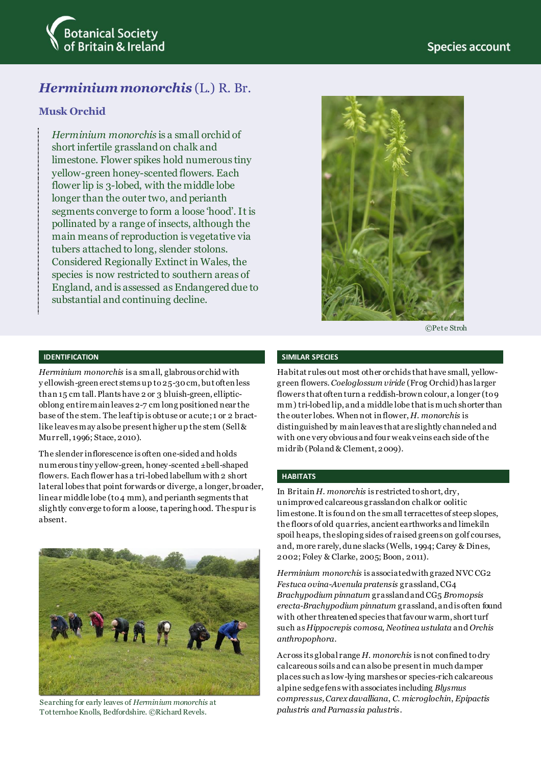# *Herminium monorchis* (L.) R. Br.

## Musk Orchid

*Herminium monorchis* is a small orchid of short infertile grassland on chalk and limestone. Flower spikes hold numerous tiny yellow-green honey-scented flowers. Each flower lip is 3-lobed, with the middle lobe longer than the outer two, and perianth segments converge to form a loose 'hood'. It is pollinated by a range of insects, although the main means of reproduction is vegetative via tubers attached to long, slender stolons. Considered Regionally Extinct in Wales, the species is now restricted to southern areas of England, and is assessed as Endangered due to substantial and continuing decline.

©Pete Stroh

### IDENTIFICATION

*Herminium monorchis* is a small, glabrous orchid with yellowish-green erect stems up to 25-30 cm, but often less than 15 cm tall. Plants have 2 or 3 bluish-green, elliptic-oblong entire main leaves 2-7 cm long positioned near the base of the stem. The leaf tip is obtuse or acute; 1 or 2 bract-like leaves may also be present higher up the stem (Sell & Murrell, 1996; Stace, 2010).

The slender inflorescence is often one-sided and holds numerous tiny yellow-green, honey-scented ±bell-shaped flowers. Each flower has a tri-lobed labellum with 2 short lateral lobes that point forwards or diverge, a longer, broader, linear middle lobe (to 4 mm), and perianth segments that slightly converge to form a loose, tapering hood. The spur is absent.

Searching for early leaves of *Herminium monorchis* at Totternhoe Knolls, Bedfordshire. ©Richard Revels.

### SIMILAR SPECIES

Habitat rules out most other orchids that have small, yellow-green flowers. *Coeloglossum viride* (Frog Orchid) has larger flowers that often turn a reddish-brown colour, a longer (to 9 mm) tri-lobed lip, and a middle lobe that is much shorter than the outer lobes. When not in flower, *H. monorchis* is distinguished by main leaves that are slightly channeled and with one very obvious and four weak veins each side of the midrib (Poland & Clement, 2009).

### HABITATS

In Britain *H. monorchis* is restricted to short, dry, unimproved calcareous grassland on chalk or oolitic limestone. It is found on the small terracettes of steep slopes, the floors of old quarries, ancient earthworks and limekiln spoil heaps, the sloping sides of raised greens on golf courses, and, more rarely, dune slacks (Wells, 1994; Carey & Dines, 2002; Foley & Clarke, 2005; Boon, 2011).

*Herminium monorchis* is associated with grazed NVC CG2 *Festuca ovina-Avenula pratensis* grassland, CG4 *Brachypodium pinnatum* grassland and CG5 *Bromopsis erecta-Brachypodium pinnatum* grassland, and is often found with other threatened species that favour warm, short turf such as *Hippocrepis comosa*, *Neotinea ustulata* and *Orchis anthropophora*.

Across its global range *H. monorchis* is not confined to dry calcareous soils and can also be present in much damper places such as low-lying marshes or species-rich calcareous alpine sedge fens with associates including *Blysmus compressus*, *Carex davalliana*, *C. microglochin*, *Epipactis palustris and Parnassia palustris*.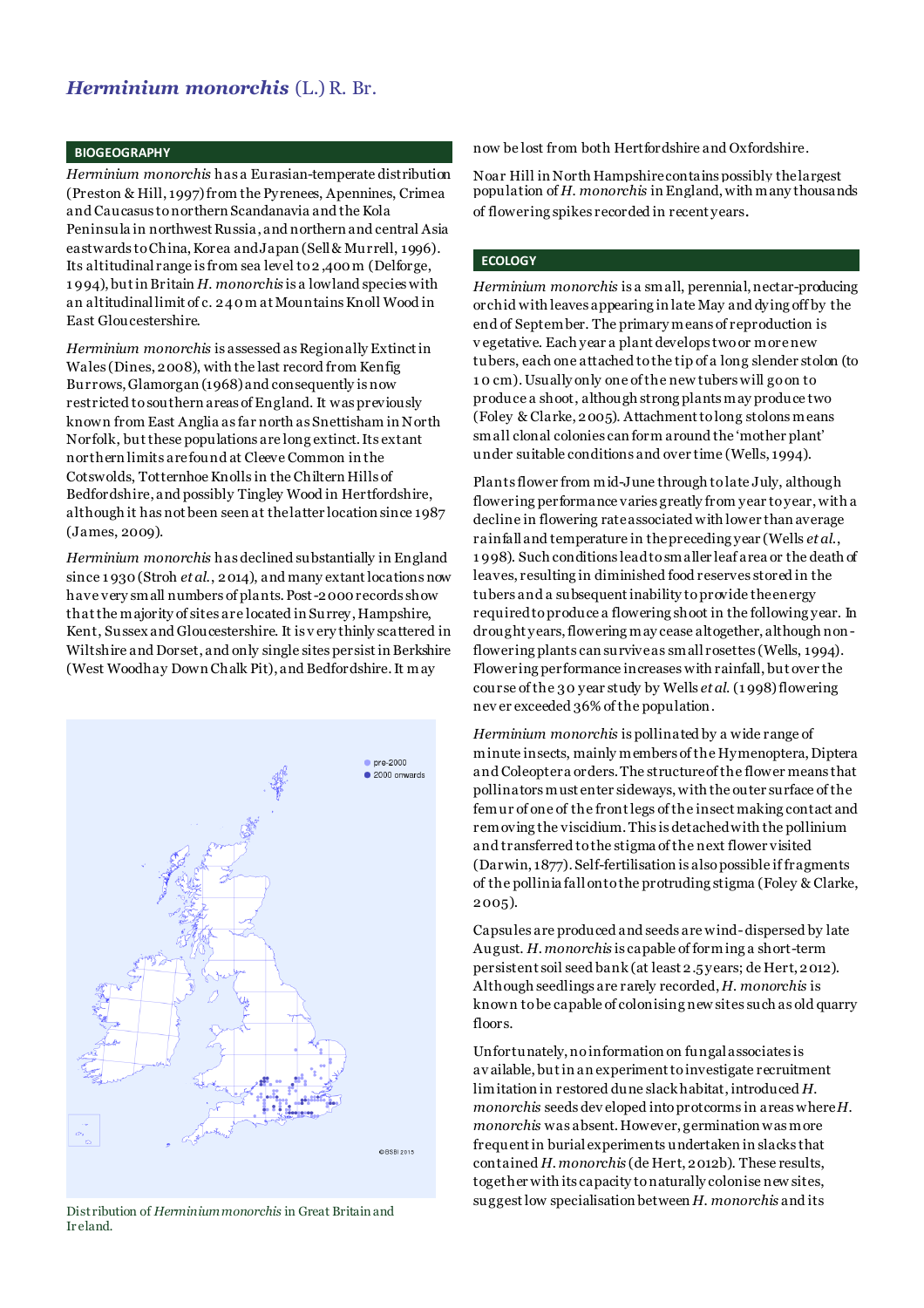# *Herminium monorchis* (L.) R. Br.

## BIOGEOGRAPHY

*Herminium monorchis* has a Eurasian-temperate distribution (Preston & Hill, 1997) from the Pyrenees, Apennines, Crimea and Caucasus to northern Scandanavia and the Kola Peninsula in northwest Russia, and northern and central Asia eastwards to China, Korea and Japan (Sell & Murrell, 1996). Its altitudinal range is from sea level to 2,400 m (Delforge, 1994), but in Britain *H. monorchis* is a lowland species with an altitudinal limit of c. 240 m at Mountains Knoll Wood in East Gloucestershire.

*Herminium monorchis* is assessed as Regionally Extinct in Wales (Dines, 2008), with the last record from Kenfig Burrows, Glamorgan (1968) and consequently is now restricted to southern areas of England. It was previously known from East Anglia as far north as Snettisham in North Norfolk, but these populations are long extinct. Its extant northern limits are found at Cleeve Common in the Cotswolds, Totternhoe Knolls in the Chiltern Hills of Bedfordshire, and possibly Tingley Wood in Hertfordshire, although it has not been seen at the latter location since 1987 (James, 2009).

*Herminium monorchis* has declined substantially in England since 1930 (Stroh *et al.*, 2014), and many extant locations now have very small numbers of plants. Post-2000 records show that the majority of sites are located in Surrey, Hampshire, Kent, Sussex and Gloucestershire. It is very thinly scattered in Wiltshire and Dorset, and only single sites persist in Berkshire (West Woodhay Down Chalk Pit), and Bedfordshire. It may now be lost from both Hertfordshire and Oxfordshire.

Noar Hill in North Hampshire contains possibly the largest population of *H. monorchis* in England, with many thousands of flowering spikes recorded in recent years.

pre-2000
2000 onwards
©BSBI 2015

Distribution of *Herminium monorchis* in Great Britain and Ireland.

## ECOLOGY

*Herminium monorchis* is a small, perennial, nectar-producing orchid with leaves appearing in late May and dying off by the end of September. The primary means of reproduction is vegetative. Each year a plant develops two or more new tubers, each one attached to the tip of a long slender stolon (to 10 cm). Usually only one of the new tubers will go on to produce a shoot, although strong plants may produce two (Foley & Clarke, 2005). Attachment to long stolons means small clonal colonies can form around the 'mother plant' under suitable conditions and over time (Wells, 1994).

Plants flower from mid-June through to late July, although flowering performance varies greatly from year to year, with a decline in flowering rate associated with lower than average rainfall and temperature in the preceding year (Wells *et al.*, 1998). Such conditions lead to smaller leaf area or the death of leaves, resulting in diminished food reserves stored in the tubers and a subsequent inability to provide the energy required to produce a flowering shoot in the following year. In drought years, flowering may cease altogether, although non-flowering plants can survive as small rosettes (Wells, 1994). Flowering performance increases with rainfall, but over the course of the 30 year study by Wells *et al.* (1998) flowering never exceeded 36% of the population.

*Herminium monorchis* is pollinated by a wide range of minute insects, mainly members of the Hymenoptera, Diptera and Coleoptera orders. The structure of the flower means that pollinators must enter sideways, with the outer surface of the femur of one of the front legs of the insect making contact and removing the viscidium. This is detached with the pollinium and transferred to the stigma of the next flower visited (Darwin, 1877). Self-fertilisation is also possible if fragments of the pollinia fall onto the protruding stigma (Foley & Clarke, 2005).

Capsules are produced and seeds are wind-dispersed by late August. *H. monorchis* is capable of forming a short-term persistent soil seed bank (at least 2.5 years; de Hert, 2012). Although seedlings are rarely recorded, *H. monorchis* is known to be capable of colonising new sites such as old quarry floors.

Unfortunately, no information on fungal associates is available, but in an experiment to investigate recruitment limitation in restored dune slack habitat, introduced *H. monorchis* seeds developed into protocorms in areas where *H. monorchis* was absent. However, germination was more frequent in burial experiments undertaken in slacks that contained *H. monorchis* (de Hert, 2012b). These results, together with its capacity to naturally colonise new sites, suggest low specialisation between *H. monorchis* and its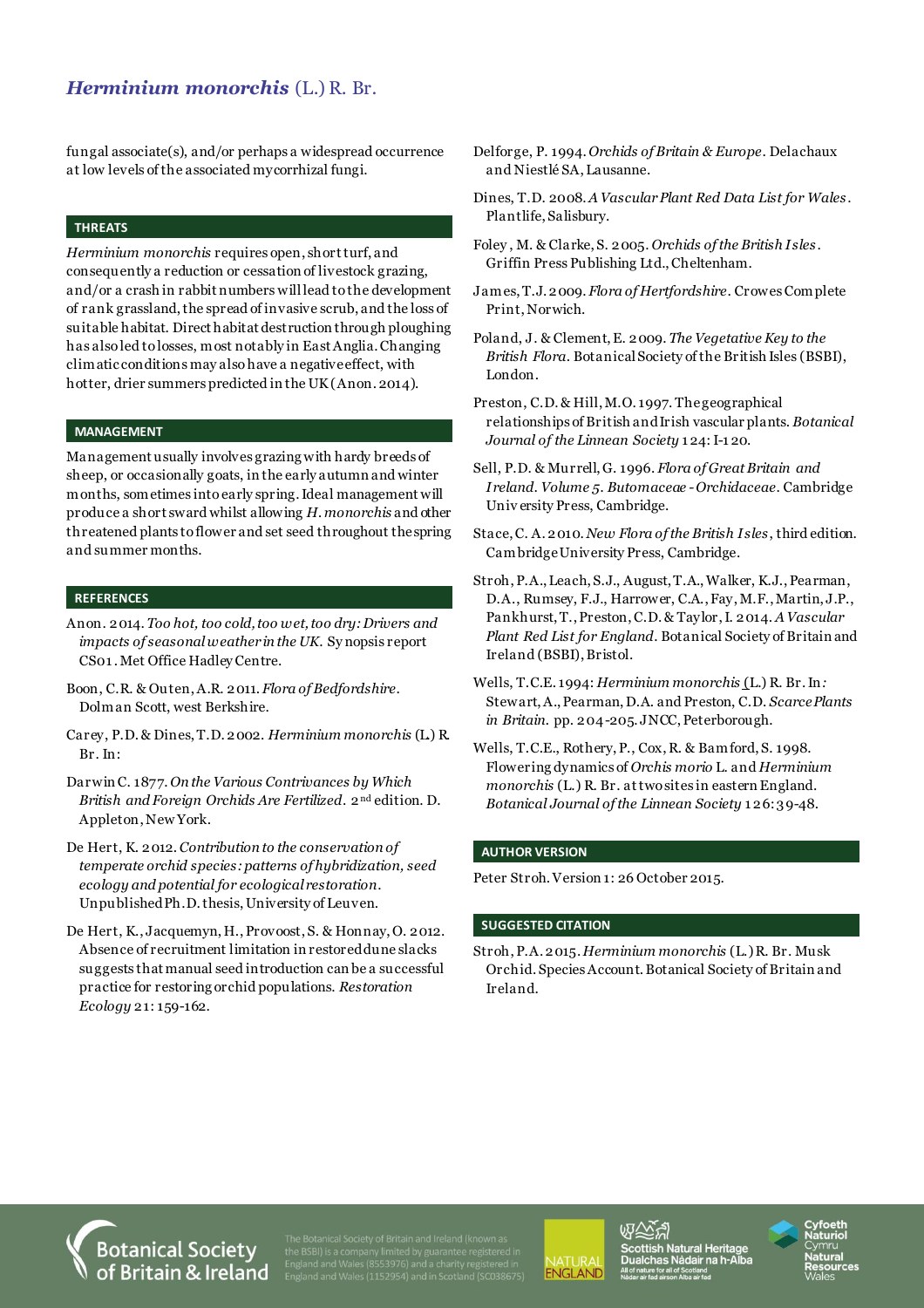fungal associate(s), and/or perhaps a widespread occurrence at low levels of the associated mycorrhizal fungi.

## THREATS

*Herminium monorchis* requires open, short turf, and consequently a reduction or cessation of livestock grazing, and/or a crash in rabbit numbers will lead to the development of rank grassland, the spread of invasive scrub, and the loss of suitable habitat. Direct habitat destruction through ploughing has also led to losses, most notably in East Anglia. Changing climatic conditions may also have a negative effect, with hotter, drier summers predicted in the UK (Anon. 2014).

## MANAGEMENT

Management usually involves grazing with hardy breeds of sheep, or occasionally goats, in the early autumn and winter months, sometimes into early spring. Ideal management will produce a short sward whilst allowing *H. monorchis* and other threatened plants to flower and set seed throughout the spring and summer months.

## REFERENCES

Anon. 2014. *Too hot, too cold, too wet, too dry: Drivers and impacts of seasonal weather in the UK.* Synopsis report CS01. Met Office Hadley Centre.

Boon, C.R. & Outen, A.R. 2011. *Flora of Bedfordshire*. Dolman Scott, west Berkshire.

Carey, P.D. & Dines, T.D. 2002. *Herminium monorchis* (L.) R. Br. In:

Darwin C. 1877. *On the Various Contrivances by Which British and Foreign Orchids Are Fertilized*. 2nd edition. D. Appleton, New York.

De Hert, K. 2012. *Contribution to the conservation of temperate orchid species: patterns of hybridization, seed ecology and potential for ecological restoration.* Unpublished Ph.D. thesis, University of Leuven.

De Hert, K., Jacquemyn, H., Provoost, S. & Honnay, O. 2012. Absence of recruitment limitation in restored dune slacks suggests that manual seed introduction can be a successful practice for restoring orchid populations. *Restoration Ecology* 21: 159-162.

Delforge, P. 1994. *Orchids of Britain & Europe*. Delachaux and Niestlé SA, Lausanne.

Dines, T.D. 2008. *A Vascular Plant Red Data List for Wales*. Plantlife, Salisbury.

Foley, M. & Clarke, S. 2005. *Orchids of the British Isles*. Griffin Press Publishing Ltd., Cheltenham.

James, T.J. 2009. *Flora of Hertfordshire*. Crowes Complete Print, Norwich.

Poland, J. & Clement, E. 2009. *The Vegetative Key to the British Flora*. Botanical Society of the British Isles (BSBI), London.

Preston, C.D. & Hill, M.O. 1997. The geographical relationships of British and Irish vascular plants. *Botanical Journal of the Linnean Society* 124: I-120.

Sell, P.D. & Murrell, G. 1996. *Flora of Great Britain and Ireland. Volume 5. Butomaceae - Orchidaceae*. Cambridge University Press, Cambridge.

Stace, C. A. 2010. *New Flora of the British Isles*, third edition. Cambridge University Press, Cambridge.

Stroh, P.A., Leach, S.J., August, T.A., Walker, K.J., Pearman, D.A., Rumsey, F.J., Harrower, C.A., Fay, M.F., Martin, J.P., Pankhurst, T., Preston, C.D. & Taylor, I. 2014. *A Vascular Plant Red List for England*. Botanical Society of Britain and Ireland (BSBI), Bristol.

Wells, T.C.E. 1994: *Herminium monorchis* (L.) R. Br. In: Stewart, A., Pearman, D.A. and Preston, C.D. *Scarce Plants in Britain*. pp. 204-205. JNCC, Peterborough.

Wells, T.C.E., Rothery, P., Cox, R. & Bamford, S. 1998. Flowering dynamics of *Orchis morio* L. and *Herminium monorchis* (L.) R. Br. at two sites in eastern England. *Botanical Journal of the Linnean Society* 126: 39-48.

## AUTHOR VERSION

Peter Stroh. Version 1: 26 October 2015.

## SUGGESTED CITATION

Stroh, P.A. 2015. *Herminium monorchis* (L.) R. Br. Musk Orchid. Species Account. Botanical Society of Britain and Ireland.

Botanical Society of Britain & Ireland

The Botanical Society of Britain and Ireland (known as the BSBI) is a company limited by guarantee registered in England and Wales (8553976) and a charity registered in England and Wales (1152954) and in Scotland (SC038675)

NATURAL ENGLAND

Scottish Natural Heritage Dualchas Nàdair na h-Alba
All of nature for all of Scotland
Nàdar air fad airson Alba air fad

Cyfoeth Naturiol Cymru
Natural Resources Wales